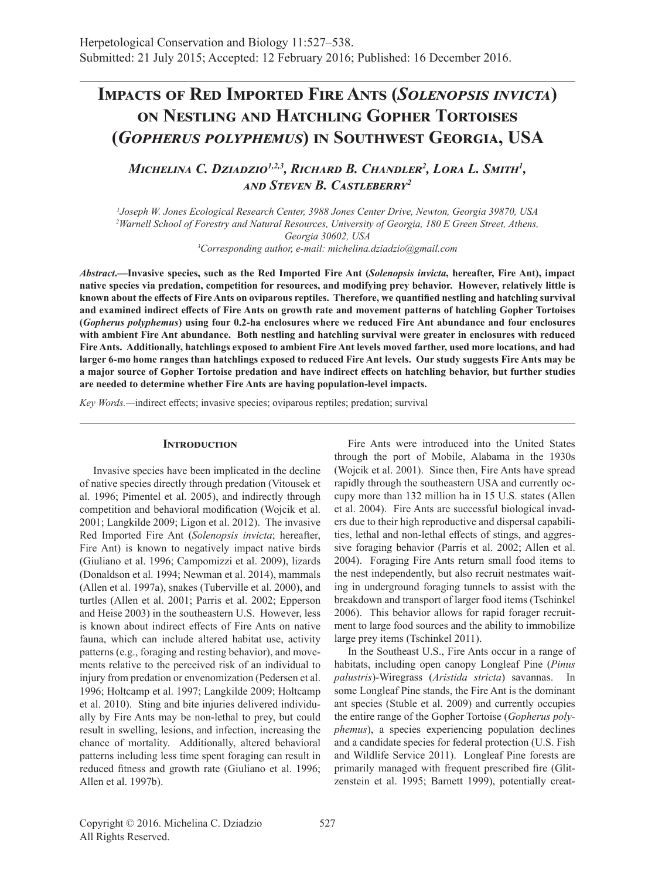Herpetological Conservation and Biology 11:527–538.
Submitted: 21 July 2015; Accepted: 12 February 2016; Published: 16 December 2016.

# Impacts of Red Imported Fire Ants (*Solenopsis invicta*) on Nestling and Hatchling Gopher Tortoises (*Gopherus polyphemus*) in Southwest Georgia, USA

***Michelina C. Dziadzio[1,2,3], Richard B. Chandler[2], Lora L. Smith[1], and Steven B. Castleberry[2]***

[1]Joseph W. Jones Ecological Research Center, 3988 Jones Center Drive, Newton, Georgia 39870, USA
[2]Warnell School of Forestry and Natural Resources, University of Georgia, 180 E Green Street, Athens, Georgia 30602, USA
[3]Corresponding author, e-mail: michelina.dziadzio@gmail.com

***Abstract*.—Invasive species, such as the Red Imported Fire Ant (*Solenopsis invicta*, hereafter, Fire Ant), impact native species via predation, competition for resources, and modifying prey behavior. However, relatively little is known about the effects of Fire Ants on oviparous reptiles. Therefore, we quantified nestling and hatchling survival and examined indirect effects of Fire Ants on growth rate and movement patterns of hatchling Gopher Tortoises (*Gopherus polyphemus*) using four 0.2-ha enclosures where we reduced Fire Ant abundance and four enclosures with ambient Fire Ant abundance. Both nestling and hatchling survival were greater in enclosures with reduced Fire Ants. Additionally, hatchlings exposed to ambient Fire Ant levels moved farther, used more locations, and had larger 6-mo home ranges than hatchlings exposed to reduced Fire Ant levels. Our study suggests Fire Ants may be a major source of Gopher Tortoise predation and have indirect effects on hatchling behavior, but further studies are needed to determine whether Fire Ants are having population-level impacts.**

*Key Words.*—indirect effects; invasive species; oviparous reptiles; predation; survival

## Introduction

Invasive species have been implicated in the decline of native species directly through predation (Vitousek et al. 1996; Pimentel et al. 2005), and indirectly through competition and behavioral modification (Wojcik et al. 2001; Langkilde 2009; Ligon et al. 2012). The invasive Red Imported Fire Ant (*Solenopsis invicta*; hereafter, Fire Ant), is known to negatively impact native birds (Giuliano et al. 1996; Campomizzi et al. 2009), lizards (Donaldson et al. 1994; Newman et al. 2014), mammals (Allen et al. 1997a), snakes (Tuberville et al. 2000), and turtles (Allen et al. 2001; Parris et al. 2002; Epperson and Heise 2003) in the southeastern U.S. However, less is known about indirect effects of Fire Ants on native fauna, which can include altered habitat use, activity patterns (e.g., foraging and resting behavior), and movements relative to the perceived risk of an individual to injury from predation or envenomization (Pedersen et al. 1996; Holtcamp et al. 1997; Langkilde 2009; Holtcamp et al. 2010). Sting and bite injuries delivered individually by Fire Ants may be non-lethal to prey, but could result in swelling, lesions, and infection, increasing the chance of mortality. Additionally, altered behavioral patterns including less time spent foraging can result in reduced fitness and growth rate (Giuliano et al. 1996; Allen et al. 1997b).

Fire Ants were introduced into the United States through the port of Mobile, Alabama in the 1930s (Wojcik et al. 2001). Since then, Fire Ants have spread rapidly through the southeastern USA and currently occupy more than 132 million ha in 15 U.S. states (Allen et al. 2004). Fire Ants are successful biological invaders due to their high reproductive and dispersal capabilities, lethal and non-lethal effects of stings, and aggressive foraging behavior (Parris et al. 2002; Allen et al. 2004). Foraging Fire Ants return small food items to the nest independently, but also recruit nestmates waiting in underground foraging tunnels to assist with the breakdown and transport of larger food items (Tschinkel 2006). This behavior allows for rapid forager recruitment to large food sources and the ability to immobilize large prey items (Tschinkel 2011).

In the Southeast U.S., Fire Ants occur in a range of habitats, including open canopy Longleaf Pine (*Pinus palustris*)-Wiregrass (*Aristida stricta*) savannas. In some Longleaf Pine stands, the Fire Ant is the dominant ant species (Stuble et al. 2009) and currently occupies the entire range of the Gopher Tortoise (*Gopherus polyphemus*), a species experiencing population declines and a candidate species for federal protection (U.S. Fish and Wildlife Service 2011). Longleaf Pine forests are primarily managed with frequent prescribed fire (Glitzenstein et al. 1995; Barnett 1999), potentially creat-

Copyright © 2016. Michelina C. Dziadzio
All Rights Reserved.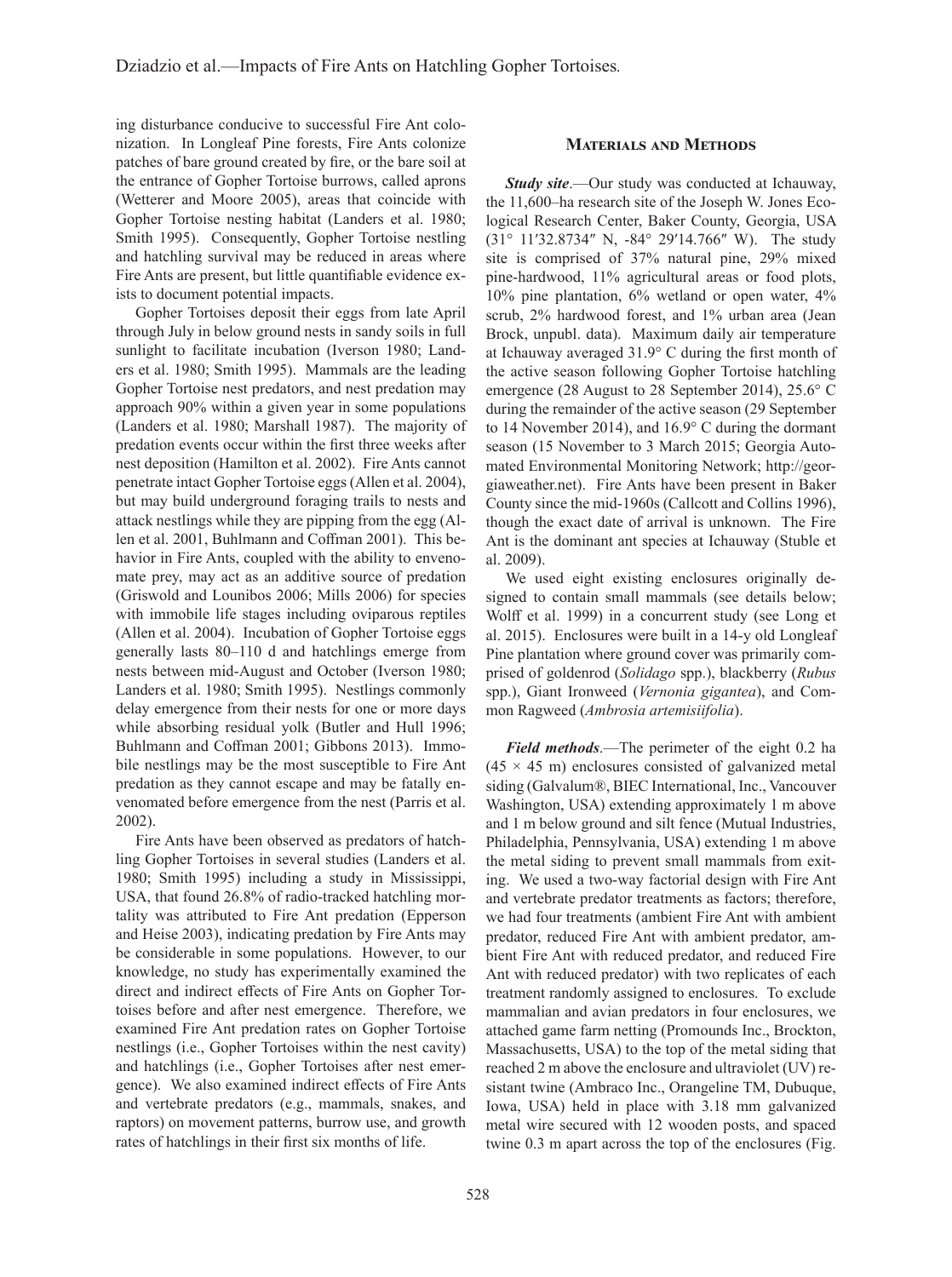ing disturbance conducive to successful Fire Ant colonization. In Longleaf Pine forests, Fire Ants colonize patches of bare ground created by fire, or the bare soil at the entrance of Gopher Tortoise burrows, called aprons (Wetterer and Moore 2005), areas that coincide with Gopher Tortoise nesting habitat (Landers et al. 1980; Smith 1995). Consequently, Gopher Tortoise nestling and hatchling survival may be reduced in areas where Fire Ants are present, but little quantifiable evidence exists to document potential impacts.

Gopher Tortoises deposit their eggs from late April through July in below ground nests in sandy soils in full sunlight to facilitate incubation (Iverson 1980; Landers et al. 1980; Smith 1995). Mammals are the leading Gopher Tortoise nest predators, and nest predation may approach 90% within a given year in some populations (Landers et al. 1980; Marshall 1987). The majority of predation events occur within the first three weeks after nest deposition (Hamilton et al. 2002). Fire Ants cannot penetrate intact Gopher Tortoise eggs (Allen et al. 2004), but may build underground foraging trails to nests and attack nestlings while they are pipping from the egg (Allen et al. 2001, Buhlmann and Coffman 2001). This behavior in Fire Ants, coupled with the ability to envenomate prey, may act as an additive source of predation (Griswold and Lounibos 2006; Mills 2006) for species with immobile life stages including oviparous reptiles (Allen et al. 2004). Incubation of Gopher Tortoise eggs generally lasts 80–110 d and hatchlings emerge from nests between mid-August and October (Iverson 1980; Landers et al. 1980; Smith 1995). Nestlings commonly delay emergence from their nests for one or more days while absorbing residual yolk (Butler and Hull 1996; Buhlmann and Coffman 2001; Gibbons 2013). Immobile nestlings may be the most susceptible to Fire Ant predation as they cannot escape and may be fatally envenomated before emergence from the nest (Parris et al. 2002).

Fire Ants have been observed as predators of hatchling Gopher Tortoises in several studies (Landers et al. 1980; Smith 1995) including a study in Mississippi, USA, that found 26.8% of radio-tracked hatchling mortality was attributed to Fire Ant predation (Epperson and Heise 2003), indicating predation by Fire Ants may be considerable in some populations. However, to our knowledge, no study has experimentally examined the direct and indirect effects of Fire Ants on Gopher Tortoises before and after nest emergence. Therefore, we examined Fire Ant predation rates on Gopher Tortoise nestlings (i.e., Gopher Tortoises within the nest cavity) and hatchlings (i.e., Gopher Tortoises after nest emergence). We also examined indirect effects of Fire Ants and vertebrate predators (e.g., mammals, snakes, and raptors) on movement patterns, burrow use, and growth rates of hatchlings in their first six months of life.

## Materials and Methods

***Study site*.**—Our study was conducted at Ichauway, the 11,600–ha research site of the Joseph W. Jones Ecological Research Center, Baker County, Georgia, USA (31° 11′32.8734″ N, -84° 29′14.766″ W). The study site is comprised of 37% natural pine, 29% mixed pine-hardwood, 11% agricultural areas or food plots, 10% pine plantation, 6% wetland or open water, 4% scrub, 2% hardwood forest, and 1% urban area (Jean Brock, unpubl. data). Maximum daily air temperature at Ichauway averaged 31.9° C during the first month of the active season following Gopher Tortoise hatchling emergence (28 August to 28 September 2014), 25.6° C during the remainder of the active season (29 September to 14 November 2014), and 16.9° C during the dormant season (15 November to 3 March 2015; Georgia Automated Environmental Monitoring Network; http://georgiaweather.net). Fire Ants have been present in Baker County since the mid-1960s (Callcott and Collins 1996), though the exact date of arrival is unknown. The Fire Ant is the dominant ant species at Ichauway (Stuble et al. 2009).

We used eight existing enclosures originally designed to contain small mammals (see details below; Wolff et al. 1999) in a concurrent study (see Long et al. 2015). Enclosures were built in a 14-y old Longleaf Pine plantation where ground cover was primarily comprised of goldenrod (*Solidago* spp.), blackberry (*Rubus* spp.), Giant Ironweed (*Vernonia gigantea*), and Common Ragweed (*Ambrosia artemisiifolia*).

***Field methods*.**—The perimeter of the eight 0.2 ha (45 × 45 m) enclosures consisted of galvanized metal siding (Galvalum®, BIEC International, Inc., Vancouver Washington, USA) extending approximately 1 m above and 1 m below ground and silt fence (Mutual Industries, Philadelphia, Pennsylvania, USA) extending 1 m above the metal siding to prevent small mammals from exiting. We used a two-way factorial design with Fire Ant and vertebrate predator treatments as factors; therefore, we had four treatments (ambient Fire Ant with ambient predator, reduced Fire Ant with ambient predator, ambient Fire Ant with reduced predator, and reduced Fire Ant with reduced predator) with two replicates of each treatment randomly assigned to enclosures. To exclude mammalian and avian predators in four enclosures, we attached game farm netting (Promounds Inc., Brockton, Massachusetts, USA) to the top of the metal siding that reached 2 m above the enclosure and ultraviolet (UV) resistant twine (Ambraco Inc., Orangeline TM, Dubuque, Iowa, USA) held in place with 3.18 mm galvanized metal wire secured with 12 wooden posts, and spaced twine 0.3 m apart across the top of the enclosures (Fig.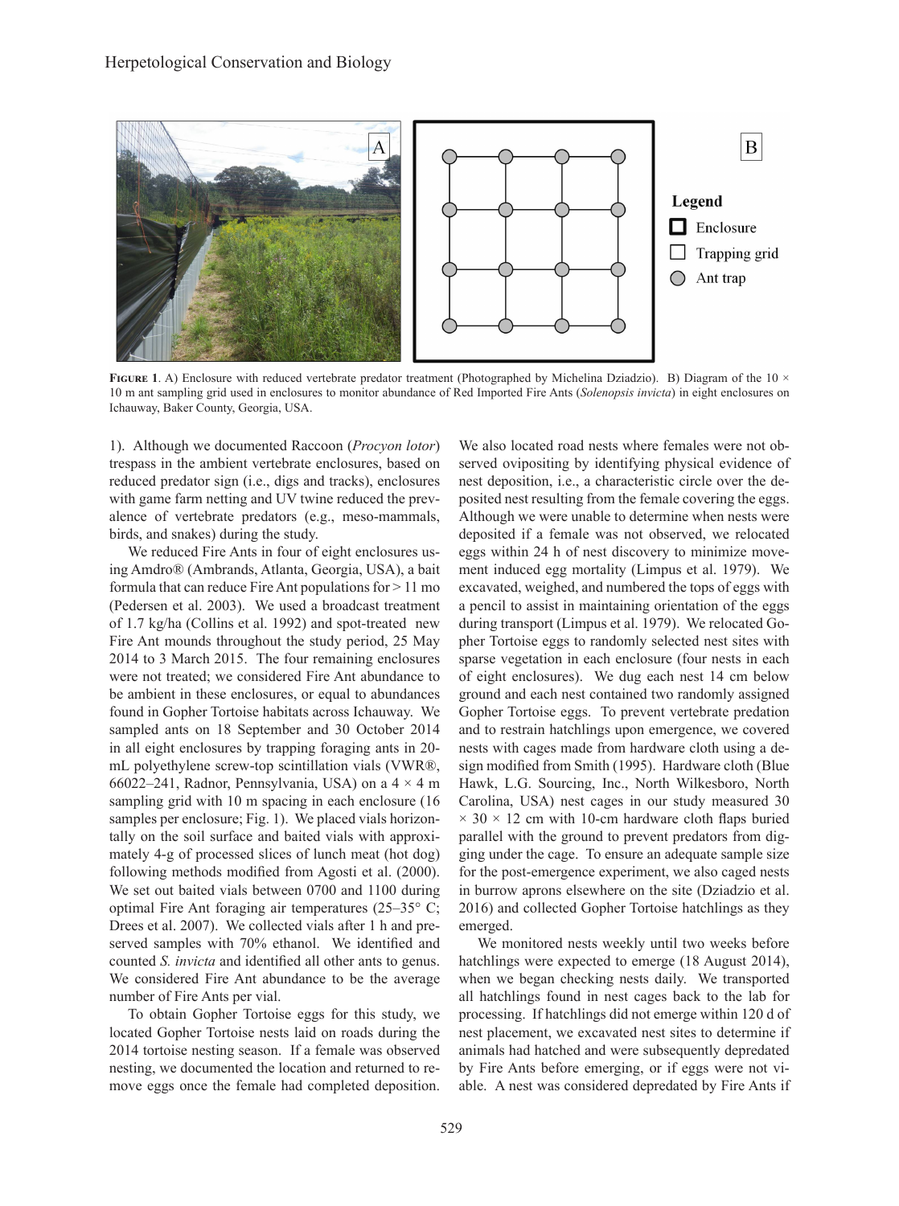**Figure 1**. A) Enclosure with reduced vertebrate predator treatment (Photographed by Michelina Dziadzio). B) Diagram of the 10 × 10 m ant sampling grid used in enclosures to monitor abundance of Red Imported Fire Ants (*Solenopsis invicta*) in eight enclosures on Ichauway, Baker County, Georgia, USA.

1). Although we documented Raccoon (*Procyon lotor*) trespass in the ambient vertebrate enclosures, based on reduced predator sign (i.e., digs and tracks), enclosures with game farm netting and UV twine reduced the prevalence of vertebrate predators (e.g., meso-mammals, birds, and snakes) during the study.

We reduced Fire Ants in four of eight enclosures using Amdro® (Ambrands, Atlanta, Georgia, USA), a bait formula that can reduce Fire Ant populations for > 11 mo (Pedersen et al. 2003). We used a broadcast treatment of 1.7 kg/ha (Collins et al. 1992) and spot-treated new Fire Ant mounds throughout the study period, 25 May 2014 to 3 March 2015. The four remaining enclosures were not treated; we considered Fire Ant abundance to be ambient in these enclosures, or equal to abundances found in Gopher Tortoise habitats across Ichauway. We sampled ants on 18 September and 30 October 2014 in all eight enclosures by trapping foraging ants in 20-mL polyethylene screw-top scintillation vials (VWR®, 66022–241, Radnor, Pennsylvania, USA) on a 4 × 4 m sampling grid with 10 m spacing in each enclosure (16 samples per enclosure; Fig. 1). We placed vials horizontally on the soil surface and baited vials with approximately 4-g of processed slices of lunch meat (hot dog) following methods modified from Agosti et al. (2000). We set out baited vials between 0700 and 1100 during optimal Fire Ant foraging air temperatures (25–35° C; Drees et al. 2007). We collected vials after 1 h and preserved samples with 70% ethanol. We identified and counted *S. invicta* and identified all other ants to genus. We considered Fire Ant abundance to be the average number of Fire Ants per vial.

To obtain Gopher Tortoise eggs for this study, we located Gopher Tortoise nests laid on roads during the 2014 tortoise nesting season. If a female was observed nesting, we documented the location and returned to remove eggs once the female had completed deposition. We also located road nests where females were not observed ovipositing by identifying physical evidence of nest deposition, i.e., a characteristic circle over the deposited nest resulting from the female covering the eggs. Although we were unable to determine when nests were deposited if a female was not observed, we relocated eggs within 24 h of nest discovery to minimize movement induced egg mortality (Limpus et al. 1979). We excavated, weighed, and numbered the tops of eggs with a pencil to assist in maintaining orientation of the eggs during transport (Limpus et al. 1979). We relocated Gopher Tortoise eggs to randomly selected nest sites with sparse vegetation in each enclosure (four nests in each of eight enclosures). We dug each nest 14 cm below ground and each nest contained two randomly assigned Gopher Tortoise eggs. To prevent vertebrate predation and to restrain hatchlings upon emergence, we covered nests with cages made from hardware cloth using a design modified from Smith (1995). Hardware cloth (Blue Hawk, L.G. Sourcing, Inc., North Wilkesboro, North Carolina, USA) nest cages in our study measured 30 × 30 × 12 cm with 10-cm hardware cloth flaps buried parallel with the ground to prevent predators from digging under the cage. To ensure an adequate sample size for the post-emergence experiment, we also caged nests in burrow aprons elsewhere on the site (Dziadzio et al. 2016) and collected Gopher Tortoise hatchlings as they emerged.

We monitored nests weekly until two weeks before hatchlings were expected to emerge (18 August 2014), when we began checking nests daily. We transported all hatchlings found in nest cages back to the lab for processing. If hatchlings did not emerge within 120 d of nest placement, we excavated nest sites to determine if animals had hatched and were subsequently depredated by Fire Ants before emerging, or if eggs were not viable. A nest was considered depredated by Fire Ants if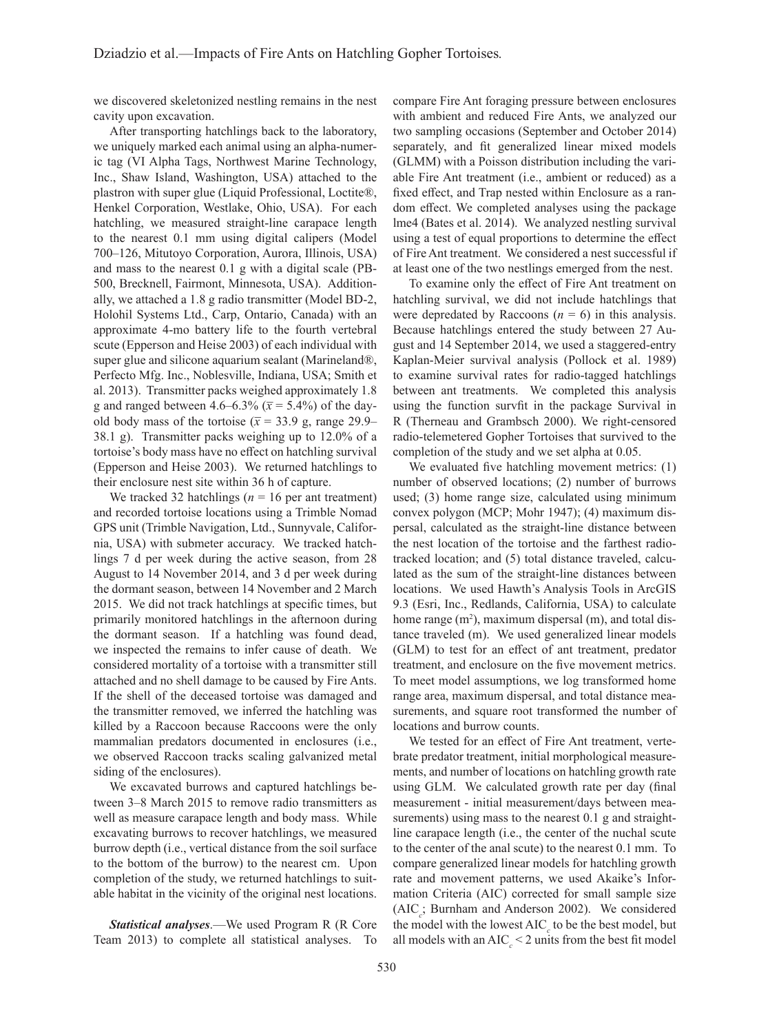we discovered skeletonized nestling remains in the nest cavity upon excavation.

After transporting hatchlings back to the laboratory, we uniquely marked each animal using an alpha-numeric tag (VI Alpha Tags, Northwest Marine Technology, Inc., Shaw Island, Washington, USA) attached to the plastron with super glue (Liquid Professional, Loctite®, Henkel Corporation, Westlake, Ohio, USA). For each hatchling, we measured straight-line carapace length to the nearest 0.1 mm using digital calipers (Model 700–126, Mitutoyo Corporation, Aurora, Illinois, USA) and mass to the nearest 0.1 g with a digital scale (PB-500, Brecknell, Fairmont, Minnesota, USA). Additionally, we attached a 1.8 g radio transmitter (Model BD-2, Holohil Systems Ltd., Carp, Ontario, Canada) with an approximate 4-mo battery life to the fourth vertebral scute (Epperson and Heise 2003) of each individual with super glue and silicone aquarium sealant (Marineland®, Perfecto Mfg. Inc., Noblesville, Indiana, USA; Smith et al. 2013). Transmitter packs weighed approximately 1.8 g and ranged between 4.6–6.3% ($\bar{x}$ = 5.4%) of the day-old body mass of the tortoise ($\bar{x}$ = 33.9 g, range 29.9–38.1 g). Transmitter packs weighing up to 12.0% of a tortoise's body mass have no effect on hatchling survival (Epperson and Heise 2003). We returned hatchlings to their enclosure nest site within 36 h of capture.

We tracked 32 hatchlings ($n$ = 16 per ant treatment) and recorded tortoise locations using a Trimble Nomad GPS unit (Trimble Navigation, Ltd., Sunnyvale, California, USA) with submeter accuracy. We tracked hatchlings 7 d per week during the active season, from 28 August to 14 November 2014, and 3 d per week during the dormant season, between 14 November and 2 March 2015. We did not track hatchlings at specific times, but primarily monitored hatchlings in the afternoon during the dormant season. If a hatchling was found dead, we inspected the remains to infer cause of death. We considered mortality of a tortoise with a transmitter still attached and no shell damage to be caused by Fire Ants. If the shell of the deceased tortoise was damaged and the transmitter removed, we inferred the hatchling was killed by a Raccoon because Raccoons were the only mammalian predators documented in enclosures (i.e., we observed Raccoon tracks scaling galvanized metal siding of the enclosures).

We excavated burrows and captured hatchlings between 3–8 March 2015 to remove radio transmitters as well as measure carapace length and body mass. While excavating burrows to recover hatchlings, we measured burrow depth (i.e., vertical distance from the soil surface to the bottom of the burrow) to the nearest cm. Upon completion of the study, we returned hatchlings to suitable habitat in the vicinity of the original nest locations.

***Statistical analyses***.—We used Program R (R Core Team 2013) to complete all statistical analyses. To compare Fire Ant foraging pressure between enclosures with ambient and reduced Fire Ants, we analyzed our two sampling occasions (September and October 2014) separately, and fit generalized linear mixed models (GLMM) with a Poisson distribution including the variable Fire Ant treatment (i.e., ambient or reduced) as a fixed effect, and Trap nested within Enclosure as a random effect. We completed analyses using the package lme4 (Bates et al. 2014). We analyzed nestling survival using a test of equal proportions to determine the effect of Fire Ant treatment. We considered a nest successful if at least one of the two nestlings emerged from the nest.

To examine only the effect of Fire Ant treatment on hatchling survival, we did not include hatchlings that were depredated by Raccoons ($n$ = 6) in this analysis. Because hatchlings entered the study between 27 August and 14 September 2014, we used a staggered-entry Kaplan-Meier survival analysis (Pollock et al. 1989) to examine survival rates for radio-tagged hatchlings between ant treatments. We completed this analysis using the function survfit in the package Survival in R (Therneau and Grambsch 2000). We right-censored radio-telemetered Gopher Tortoises that survived to the completion of the study and we set alpha at 0.05.

We evaluated five hatchling movement metrics: (1) number of observed locations; (2) number of burrows used; (3) home range size, calculated using minimum convex polygon (MCP; Mohr 1947); (4) maximum dispersal, calculated as the straight-line distance between the nest location of the tortoise and the farthest radio-tracked location; and (5) total distance traveled, calculated as the sum of the straight-line distances between locations. We used Hawth's Analysis Tools in ArcGIS 9.3 (Esri, Inc., Redlands, California, USA) to calculate home range (m$^2$), maximum dispersal (m), and total distance traveled (m). We used generalized linear models (GLM) to test for an effect of ant treatment, predator treatment, and enclosure on the five movement metrics. To meet model assumptions, we log transformed home range area, maximum dispersal, and total distance measurements, and square root transformed the number of locations and burrow counts.

We tested for an effect of Fire Ant treatment, vertebrate predator treatment, initial morphological measurements, and number of locations on hatchling growth rate using GLM. We calculated growth rate per day (final measurement - initial measurement/days between measurements) using mass to the nearest 0.1 g and straight-line carapace length (i.e., the center of the nuchal scute to the center of the anal scute) to the nearest 0.1 mm. To compare generalized linear models for hatchling growth rate and movement patterns, we used Akaike's Information Criteria (AIC) corrected for small sample size (AIC$_c$; Burnham and Anderson 2002). We considered the model with the lowest AIC$_c$ to be the best model, but all models with an AIC$_c$ < 2 units from the best fit model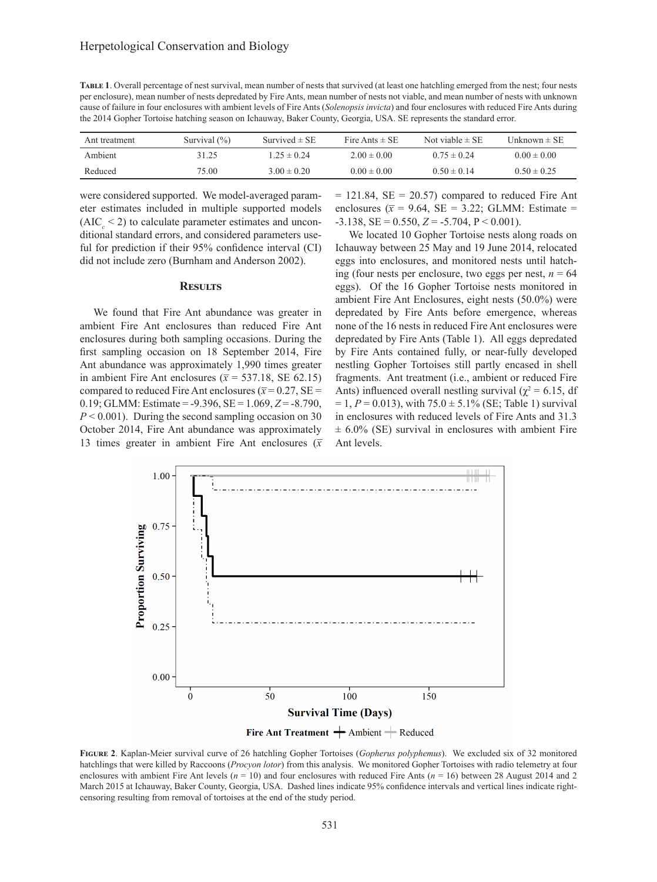**Table 1**. Overall percentage of nest survival, mean number of nests that survived (at least one hatchling emerged from the nest; four nests per enclosure), mean number of nests depredated by Fire Ants, mean number of nests not viable, and mean number of nests with unknown cause of failure in four enclosures with ambient levels of Fire Ants (*Solenopsis invicta*) and four enclosures with reduced Fire Ants during the 2014 Gopher Tortoise hatching season on Ichauway, Baker County, Georgia, USA. SE represents the standard error.

| Ant treatment | Survival (%) | Survived ± SE | Fire Ants ± SE | Not viable ± SE | Unknown ± SE |
|---|---|---|---|---|---|
| Ambient | 31.25 | 1.25 ± 0.24 | 2.00 ± 0.00 | 0.75 ± 0.24 | 0.00 ± 0.00 |
| Reduced | 75.00 | 3.00 ± 0.20 | 0.00 ± 0.00 | 0.50 ± 0.14 | 0.50 ± 0.25 |

were considered supported. We model-averaged parameter estimates included in multiple supported models ($AIC_c < 2$) to calculate parameter estimates and unconditional standard errors, and considered parameters useful for prediction if their 95% confidence interval (CI) did not include zero (Burnham and Anderson 2002).

## Results

We found that Fire Ant abundance was greater in ambient Fire Ant enclosures than reduced Fire Ant enclosures during both sampling occasions. During the first sampling occasion on 18 September 2014, Fire Ant abundance was approximately 1,990 times greater in ambient Fire Ant enclosures ($\bar{x}$ = 537.18, SE 62.15) compared to reduced Fire Ant enclosures ($\bar{x}$ = 0.27, SE = 0.19; GLMM: Estimate = -9.396, SE = 1.069, $Z$ = -8.790, $P < 0.001$). During the second sampling occasion on 30 October 2014, Fire Ant abundance was approximately 13 times greater in ambient Fire Ant enclosures ($\bar{x}$ = 121.84, SE = 20.57) compared to reduced Fire Ant enclosures ($\bar{x}$ = 9.64, SE = 3.22; GLMM: Estimate = -3.138, SE = 0.550, $Z$ = -5.704, P < 0.001).

We located 10 Gopher Tortoise nests along roads on Ichauway between 25 May and 19 June 2014, relocated eggs into enclosures, and monitored nests until hatching (four nests per enclosure, two eggs per nest, $n$ = 64 eggs). Of the 16 Gopher Tortoise nests monitored in ambient Fire Ant Enclosures, eight nests (50.0%) were depredated by Fire Ants before emergence, whereas none of the 16 nests in reduced Fire Ant enclosures were depredated by Fire Ants (Table 1). All eggs depredated by Fire Ants contained fully, or near-fully developed nestling Gopher Tortoises still partly encased in shell fragments. Ant treatment (i.e., ambient or reduced Fire Ants) influenced overall nestling survival ($\chi^2$ = 6.15, df = 1, $P$ = 0.013), with 75.0 ± 5.1% (SE; Table 1) survival in enclosures with reduced levels of Fire Ants and 31.3 ± 6.0% (SE) survival in enclosures with ambient Fire Ant levels.

**Figure 2**. Kaplan-Meier survival curve of 26 hatchling Gopher Tortoises (*Gopherus polyphemus*). We excluded six of 32 monitored hatchlings that were killed by Raccoons (*Procyon lotor*) from this analysis. We monitored Gopher Tortoises with radio telemetry at four enclosures with ambient Fire Ant levels ($n$ = 10) and four enclosures with reduced Fire Ants ($n$ = 16) between 28 August 2014 and 2 March 2015 at Ichauway, Baker County, Georgia, USA. Dashed lines indicate 95% confidence intervals and vertical lines indicate right-censoring resulting from removal of tortoises at the end of the study period.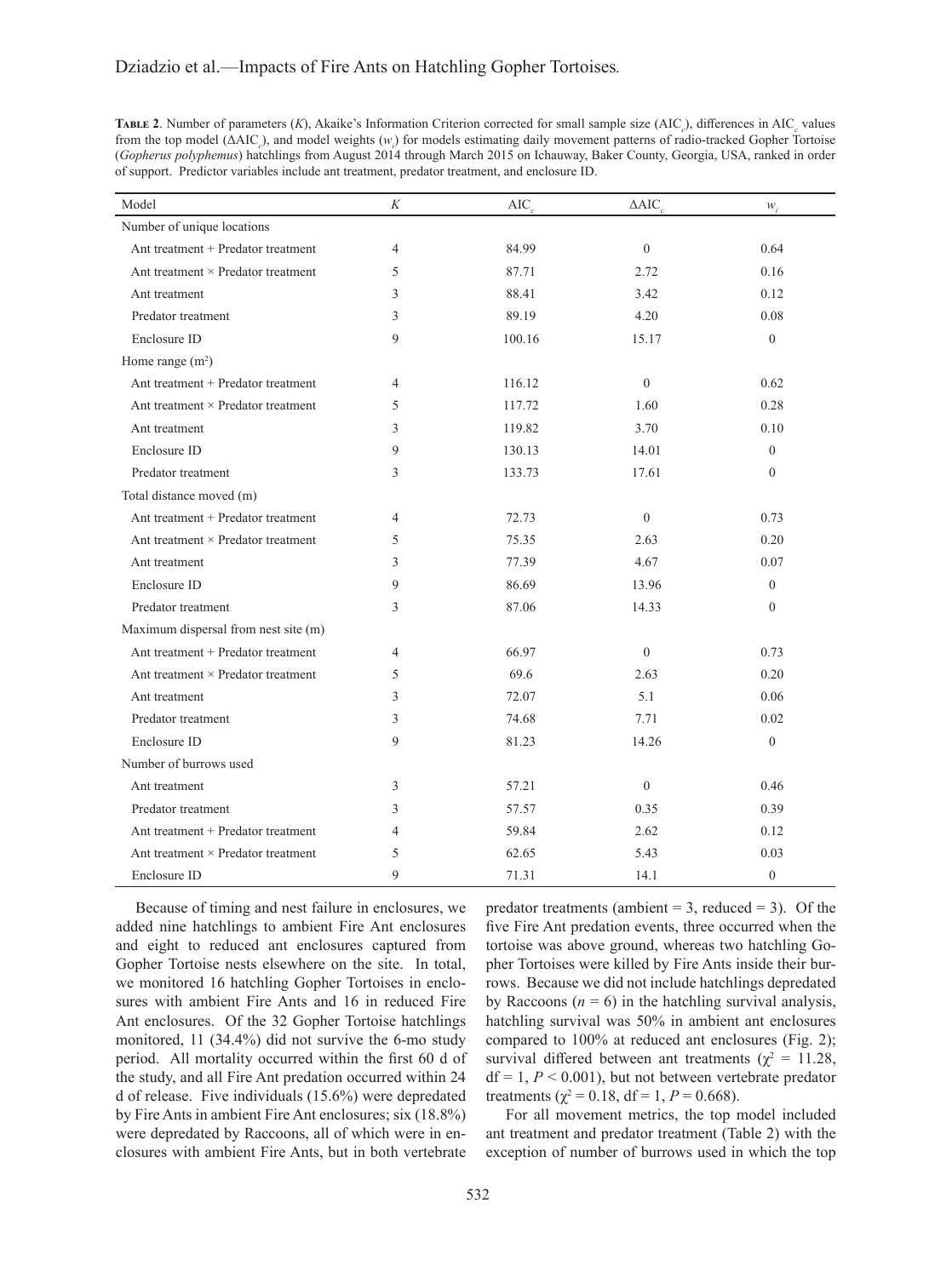**Table 2**. Number of parameters ($K$), Akaike's Information Criterion corrected for small sample size ($AIC_c$), differences in $AIC_c$ values from the top model ($\Delta AIC_c$), and model weights ($w_i$) for models estimating daily movement patterns of radio-tracked Gopher Tortoise (*Gopherus polyphemus*) hatchlings from August 2014 through March 2015 on Ichauway, Baker County, Georgia, USA, ranked in order of support. Predictor variables include ant treatment, predator treatment, and enclosure ID.

| Model | $K$ | $AIC_c$ | $\Delta AIC_c$ | $w_i$ |
|---|---|---|---|---|
| Number of unique locations | | | | |
| Ant treatment + Predator treatment | 4 | 84.99 | 0 | 0.64 |
| Ant treatment × Predator treatment | 5 | 87.71 | 2.72 | 0.16 |
| Ant treatment | 3 | 88.41 | 3.42 | 0.12 |
| Predator treatment | 3 | 89.19 | 4.20 | 0.08 |
| Enclosure ID | 9 | 100.16 | 15.17 | 0 |
| Home range (m²) | | | | |
| Ant treatment + Predator treatment | 4 | 116.12 | 0 | 0.62 |
| Ant treatment × Predator treatment | 5 | 117.72 | 1.60 | 0.28 |
| Ant treatment | 3 | 119.82 | 3.70 | 0.10 |
| Enclosure ID | 9 | 130.13 | 14.01 | 0 |
| Predator treatment | 3 | 133.73 | 17.61 | 0 |
| Total distance moved (m) | | | | |
| Ant treatment + Predator treatment | 4 | 72.73 | 0 | 0.73 |
| Ant treatment × Predator treatment | 5 | 75.35 | 2.63 | 0.20 |
| Ant treatment | 3 | 77.39 | 4.67 | 0.07 |
| Enclosure ID | 9 | 86.69 | 13.96 | 0 |
| Predator treatment | 3 | 87.06 | 14.33 | 0 |
| Maximum dispersal from nest site (m) | | | | |
| Ant treatment + Predator treatment | 4 | 66.97 | 0 | 0.73 |
| Ant treatment × Predator treatment | 5 | 69.6 | 2.63 | 0.20 |
| Ant treatment | 3 | 72.07 | 5.1 | 0.06 |
| Predator treatment | 3 | 74.68 | 7.71 | 0.02 |
| Enclosure ID | 9 | 81.23 | 14.26 | 0 |
| Number of burrows used | | | | |
| Ant treatment | 3 | 57.21 | 0 | 0.46 |
| Predator treatment | 3 | 57.57 | 0.35 | 0.39 |
| Ant treatment + Predator treatment | 4 | 59.84 | 2.62 | 0.12 |
| Ant treatment × Predator treatment | 5 | 62.65 | 5.43 | 0.03 |
| Enclosure ID | 9 | 71.31 | 14.1 | 0 |

Because of timing and nest failure in enclosures, we added nine hatchlings to ambient Fire Ant enclosures and eight to reduced ant enclosures captured from Gopher Tortoise nests elsewhere on the site. In total, we monitored 16 hatchling Gopher Tortoises in enclosures with ambient Fire Ants and 16 in reduced Fire Ant enclosures. Of the 32 Gopher Tortoise hatchlings monitored, 11 (34.4%) did not survive the 6-mo study period. All mortality occurred within the first 60 d of the study, and all Fire Ant predation occurred within 24 d of release. Five individuals (15.6%) were depredated by Fire Ants in ambient Fire Ant enclosures; six (18.8%) were depredated by Raccoons, all of which were in enclosures with ambient Fire Ants, but in both vertebrate predator treatments (ambient = 3, reduced = 3). Of the five Fire Ant predation events, three occurred when the tortoise was above ground, whereas two hatchling Gopher Tortoises were killed by Fire Ants inside their burrows. Because we did not include hatchlings depredated by Raccoons ($n = 6$) in the hatchling survival analysis, hatchling survival was 50% in ambient ant enclosures compared to 100% at reduced ant enclosures (Fig. 2); survival differed between ant treatments ($\chi^2 = 11.28$, df = 1, $P < 0.001$), but not between vertebrate predator treatments ($\chi^2 = 0.18$, df = 1, $P = 0.668$).

For all movement metrics, the top model included ant treatment and predator treatment (Table 2) with the exception of number of burrows used in which the top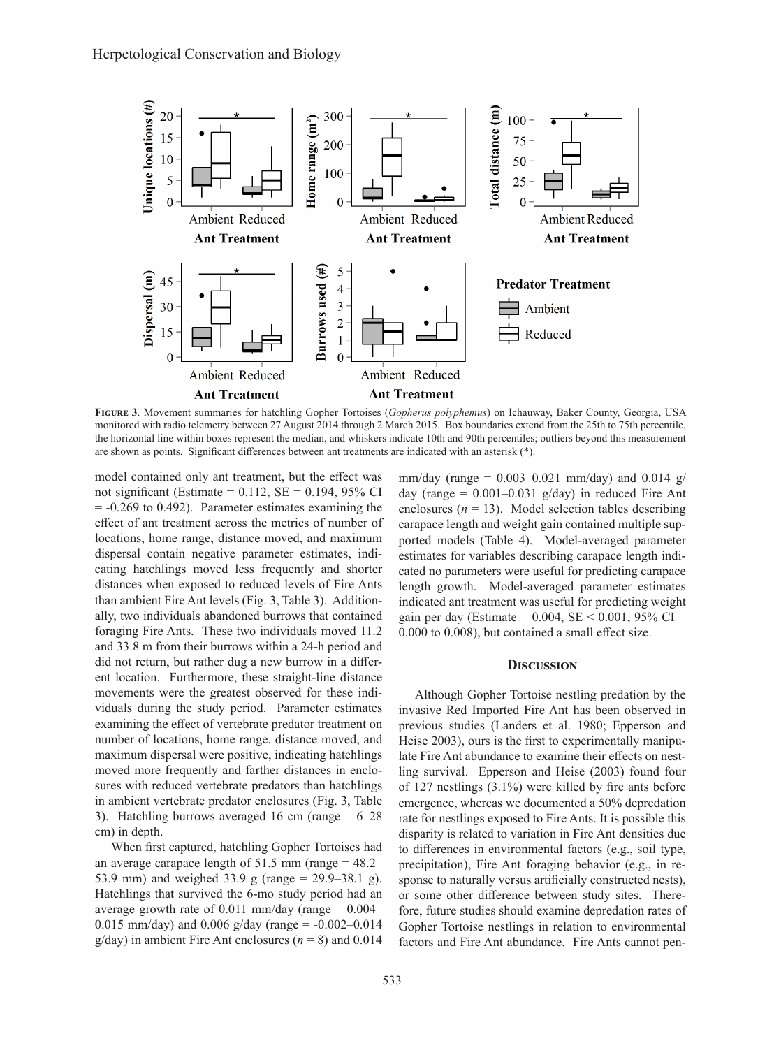**Figure 3**. Movement summaries for hatchling Gopher Tortoises (*Gopherus polyphemus*) on Ichauway, Baker County, Georgia, USA monitored with radio telemetry between 27 August 2014 through 2 March 2015. Box boundaries extend from the 25th to 75th percentile, the horizontal line within boxes represent the median, and whiskers indicate 10th and 90th percentiles; outliers beyond this measurement are shown as points. Significant differences between ant treatments are indicated with an asterisk (*).

model contained only ant treatment, but the effect was not significant (Estimate = 0.112, SE = 0.194, 95% CI = -0.269 to 0.492). Parameter estimates examining the effect of ant treatment across the metrics of number of locations, home range, distance moved, and maximum dispersal contain negative parameter estimates, indicating hatchlings moved less frequently and shorter distances when exposed to reduced levels of Fire Ants than ambient Fire Ant levels (Fig. 3, Table 3). Additionally, two individuals abandoned burrows that contained foraging Fire Ants. These two individuals moved 11.2 and 33.8 m from their burrows within a 24-h period and did not return, but rather dug a new burrow in a different location. Furthermore, these straight-line distance movements were the greatest observed for these individuals during the study period. Parameter estimates examining the effect of vertebrate predator treatment on number of locations, home range, distance moved, and maximum dispersal were positive, indicating hatchlings moved more frequently and farther distances in enclosures with reduced vertebrate predators than hatchlings in ambient vertebrate predator enclosures (Fig. 3, Table 3). Hatchling burrows averaged 16 cm (range = 6–28 cm) in depth.

When first captured, hatchling Gopher Tortoises had an average carapace length of 51.5 mm (range = 48.2–53.9 mm) and weighed 33.9 g (range = 29.9–38.1 g). Hatchlings that survived the 6-mo study period had an average growth rate of 0.011 mm/day (range = 0.004–0.015 mm/day) and 0.006 g/day (range = -0.002–0.014 g/day) in ambient Fire Ant enclosures ($n = 8$) and 0.014 mm/day (range = 0.003–0.021 mm/day) and 0.014 g/day (range = 0.001–0.031 g/day) in reduced Fire Ant enclosures ($n = 13$). Model selection tables describing carapace length and weight gain contained multiple supported models (Table 4). Model-averaged parameter estimates for variables describing carapace length indicated no parameters were useful for predicting carapace length growth. Model-averaged parameter estimates indicated ant treatment was useful for predicting weight gain per day (Estimate = 0.004, SE < 0.001, 95% CI = 0.000 to 0.008), but contained a small effect size.

## Discussion

Although Gopher Tortoise nestling predation by the invasive Red Imported Fire Ant has been observed in previous studies (Landers et al. 1980; Epperson and Heise 2003), ours is the first to experimentally manipulate Fire Ant abundance to examine their effects on nestling survival. Epperson and Heise (2003) found four of 127 nestlings (3.1%) were killed by fire ants before emergence, whereas we documented a 50% depredation rate for nestlings exposed to Fire Ants. It is possible this disparity is related to variation in Fire Ant densities due to differences in environmental factors (e.g., soil type, precipitation), Fire Ant foraging behavior (e.g., in response to naturally versus artificially constructed nests), or some other difference between study sites. Therefore, future studies should examine depredation rates of Gopher Tortoise nestlings in relation to environmental factors and Fire Ant abundance. Fire Ants cannot pen-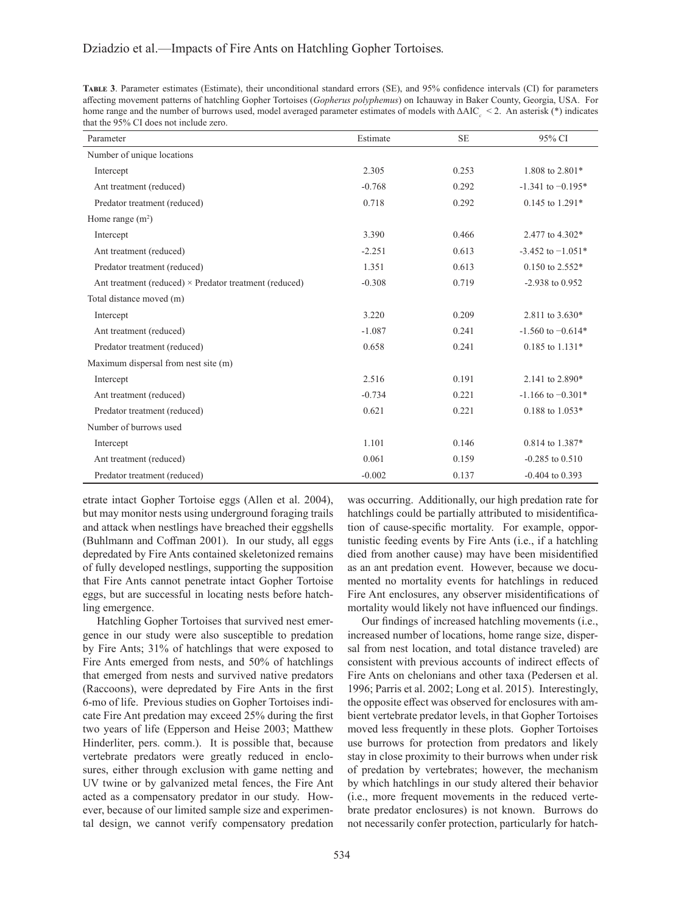**Table 3**. Parameter estimates (Estimate), their unconditional standard errors (SE), and 95% confidence intervals (CI) for parameters affecting movement patterns of hatchling Gopher Tortoises (*Gopherus polyphemus*) on Ichauway in Baker County, Georgia, USA. For home range and the number of burrows used, model averaged parameter estimates of models with $\Delta AIC_c < 2$. An asterisk (*) indicates that the 95% CI does not include zero.

| Parameter | Estimate | SE | 95% CI |
|---|---|---|---|
| Number of unique locations | | | |
| Intercept | 2.305 | 0.253 | 1.808 to 2.801* |
| Ant treatment (reduced) | -0.768 | 0.292 | -1.341 to −0.195* |
| Predator treatment (reduced) | 0.718 | 0.292 | 0.145 to 1.291* |
| Home range (m²) | | | |
| Intercept | 3.390 | 0.466 | 2.477 to 4.302* |
| Ant treatment (reduced) | -2.251 | 0.613 | -3.452 to −1.051* |
| Predator treatment (reduced) | 1.351 | 0.613 | 0.150 to 2.552* |
| Ant treatment (reduced) × Predator treatment (reduced) | -0.308 | 0.719 | -2.938 to 0.952 |
| Total distance moved (m) | | | |
| Intercept | 3.220 | 0.209 | 2.811 to 3.630* |
| Ant treatment (reduced) | -1.087 | 0.241 | -1.560 to −0.614* |
| Predator treatment (reduced) | 0.658 | 0.241 | 0.185 to 1.131* |
| Maximum dispersal from nest site (m) | | | |
| Intercept | 2.516 | 0.191 | 2.141 to 2.890* |
| Ant treatment (reduced) | -0.734 | 0.221 | -1.166 to −0.301* |
| Predator treatment (reduced) | 0.621 | 0.221 | 0.188 to 1.053* |
| Number of burrows used | | | |
| Intercept | 1.101 | 0.146 | 0.814 to 1.387* |
| Ant treatment (reduced) | 0.061 | 0.159 | -0.285 to 0.510 |
| Predator treatment (reduced) | -0.002 | 0.137 | -0.404 to 0.393 |

etrate intact Gopher Tortoise eggs (Allen et al. 2004), but may monitor nests using underground foraging trails and attack when nestlings have breached their eggshells (Buhlmann and Coffman 2001). In our study, all eggs depredated by Fire Ants contained skeletonized remains of fully developed nestlings, supporting the supposition that Fire Ants cannot penetrate intact Gopher Tortoise eggs, but are successful in locating nests before hatchling emergence.

Hatchling Gopher Tortoises that survived nest emergence in our study were also susceptible to predation by Fire Ants; 31% of hatchlings that were exposed to Fire Ants emerged from nests, and 50% of hatchlings that emerged from nests and survived native predators (Raccoons), were depredated by Fire Ants in the first 6-mo of life. Previous studies on Gopher Tortoises indicate Fire Ant predation may exceed 25% during the first two years of life (Epperson and Heise 2003; Matthew Hinderliter, pers. comm.). It is possible that, because vertebrate predators were greatly reduced in enclosures, either through exclusion with game netting and UV twine or by galvanized metal fences, the Fire Ant acted as a compensatory predator in our study. However, because of our limited sample size and experimental design, we cannot verify compensatory predation was occurring. Additionally, our high predation rate for hatchlings could be partially attributed to misidentification of cause-specific mortality. For example, opportunistic feeding events by Fire Ants (i.e., if a hatchling died from another cause) may have been misidentified as an ant predation event. However, because we documented no mortality events for hatchlings in reduced Fire Ant enclosures, any observer misidentifications of mortality would likely not have influenced our findings.

Our findings of increased hatchling movements (i.e., increased number of locations, home range size, dispersal from nest location, and total distance traveled) are consistent with previous accounts of indirect effects of Fire Ants on chelonians and other taxa (Pedersen et al. 1996; Parris et al. 2002; Long et al. 2015). Interestingly, the opposite effect was observed for enclosures with ambient vertebrate predator levels, in that Gopher Tortoises moved less frequently in these plots. Gopher Tortoises use burrows for protection from predators and likely stay in close proximity to their burrows when under risk of predation by vertebrates; however, the mechanism by which hatchlings in our study altered their behavior (i.e., more frequent movements in the reduced vertebrate predator enclosures) is not known. Burrows do not necessarily confer protection, particularly for hatch-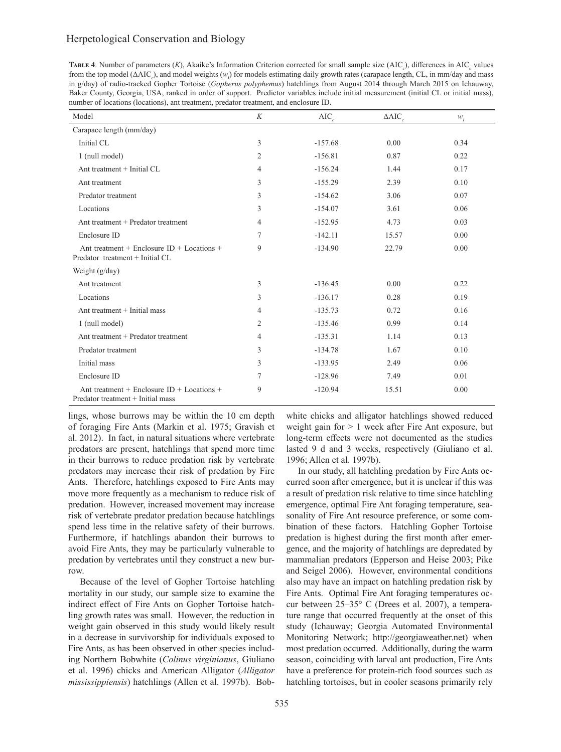**Table 4**. Number of parameters ($K$), Akaike's Information Criterion corrected for small sample size ($AIC_c$), differences in $AIC_c$ values from the top model ($\Delta AIC_c$), and model weights ($w_i$) for models estimating daily growth rates (carapace length, CL, in mm/day and mass in g/day) of radio-tracked Gopher Tortoise (*Gopherus polyphemus*) hatchlings from August 2014 through March 2015 on Ichauway, Baker County, Georgia, USA, ranked in order of support. Predictor variables include initial measurement (initial CL or initial mass), number of locations (locations), ant treatment, predator treatment, and enclosure ID.

| Model | $K$ | $AIC_c$ | $\Delta AIC_c$ | $w_i$ |
|---|---|---|---|---|
| Carapace length (mm/day) | | | | |
| Initial CL | 3 | -157.68 | 0.00 | 0.34 |
| 1 (null model) | 2 | -156.81 | 0.87 | 0.22 |
| Ant treatment + Initial CL | 4 | -156.24 | 1.44 | 0.17 |
| Ant treatment | 3 | -155.29 | 2.39 | 0.10 |
| Predator treatment | 3 | -154.62 | 3.06 | 0.07 |
| Locations | 3 | -154.07 | 3.61 | 0.06 |
| Ant treatment + Predator treatment | 4 | -152.95 | 4.73 | 0.03 |
| Enclosure ID | 7 | -142.11 | 15.57 | 0.00 |
| Ant treatment + Enclosure ID + Locations + Predator treatment + Initial CL | 9 | -134.90 | 22.79 | 0.00 |
| Weight (g/day) | | | | |
| Ant treatment | 3 | -136.45 | 0.00 | 0.22 |
| Locations | 3 | -136.17 | 0.28 | 0.19 |
| Ant treatment + Initial mass | 4 | -135.73 | 0.72 | 0.16 |
| 1 (null model) | 2 | -135.46 | 0.99 | 0.14 |
| Ant treatment + Predator treatment | 4 | -135.31 | 1.14 | 0.13 |
| Predator treatment | 3 | -134.78 | 1.67 | 0.10 |
| Initial mass | 3 | -133.95 | 2.49 | 0.06 |
| Enclosure ID | 7 | -128.96 | 7.49 | 0.01 |
| Ant treatment + Enclosure ID + Locations + Predator treatment + Initial mass | 9 | -120.94 | 15.51 | 0.00 |

lings, whose burrows may be within the 10 cm depth of foraging Fire Ants (Markin et al. 1975; Gravish et al. 2012). In fact, in natural situations where vertebrate predators are present, hatchlings that spend more time in their burrows to reduce predation risk by vertebrate predators may increase their risk of predation by Fire Ants. Therefore, hatchlings exposed to Fire Ants may move more frequently as a mechanism to reduce risk of predation. However, increased movement may increase risk of vertebrate predator predation because hatchlings spend less time in the relative safety of their burrows. Furthermore, if hatchlings abandon their burrows to avoid Fire Ants, they may be particularly vulnerable to predation by vertebrates until they construct a new burrow.

Because of the level of Gopher Tortoise hatchling mortality in our study, our sample size to examine the indirect effect of Fire Ants on Gopher Tortoise hatchling growth rates was small. However, the reduction in weight gain observed in this study would likely result in a decrease in survivorship for individuals exposed to Fire Ants, as has been observed in other species including Northern Bobwhite (*Colinus virginianus*, Giuliano et al. 1996) chicks and American Alligator (*Alligator mississippiensis*) hatchlings (Allen et al. 1997b). Bobwhite chicks and alligator hatchlings showed reduced weight gain for > 1 week after Fire Ant exposure, but long-term effects were not documented as the studies lasted 9 d and 3 weeks, respectively (Giuliano et al. 1996; Allen et al. 1997b).

In our study, all hatchling predation by Fire Ants occurred soon after emergence, but it is unclear if this was a result of predation risk relative to time since hatchling emergence, optimal Fire Ant foraging temperature, seasonality of Fire Ant resource preference, or some combination of these factors. Hatchling Gopher Tortoise predation is highest during the first month after emergence, and the majority of hatchlings are depredated by mammalian predators (Epperson and Heise 2003; Pike and Seigel 2006). However, environmental conditions also may have an impact on hatchling predation risk by Fire Ants. Optimal Fire Ant foraging temperatures occur between 25–35° C (Drees et al. 2007), a temperature range that occurred frequently at the onset of this study (Ichauway; Georgia Automated Environmental Monitoring Network; http://georgiaweather.net) when most predation occurred. Additionally, during the warm season, coinciding with larval ant production, Fire Ants have a preference for protein-rich food sources such as hatchling tortoises, but in cooler seasons primarily rely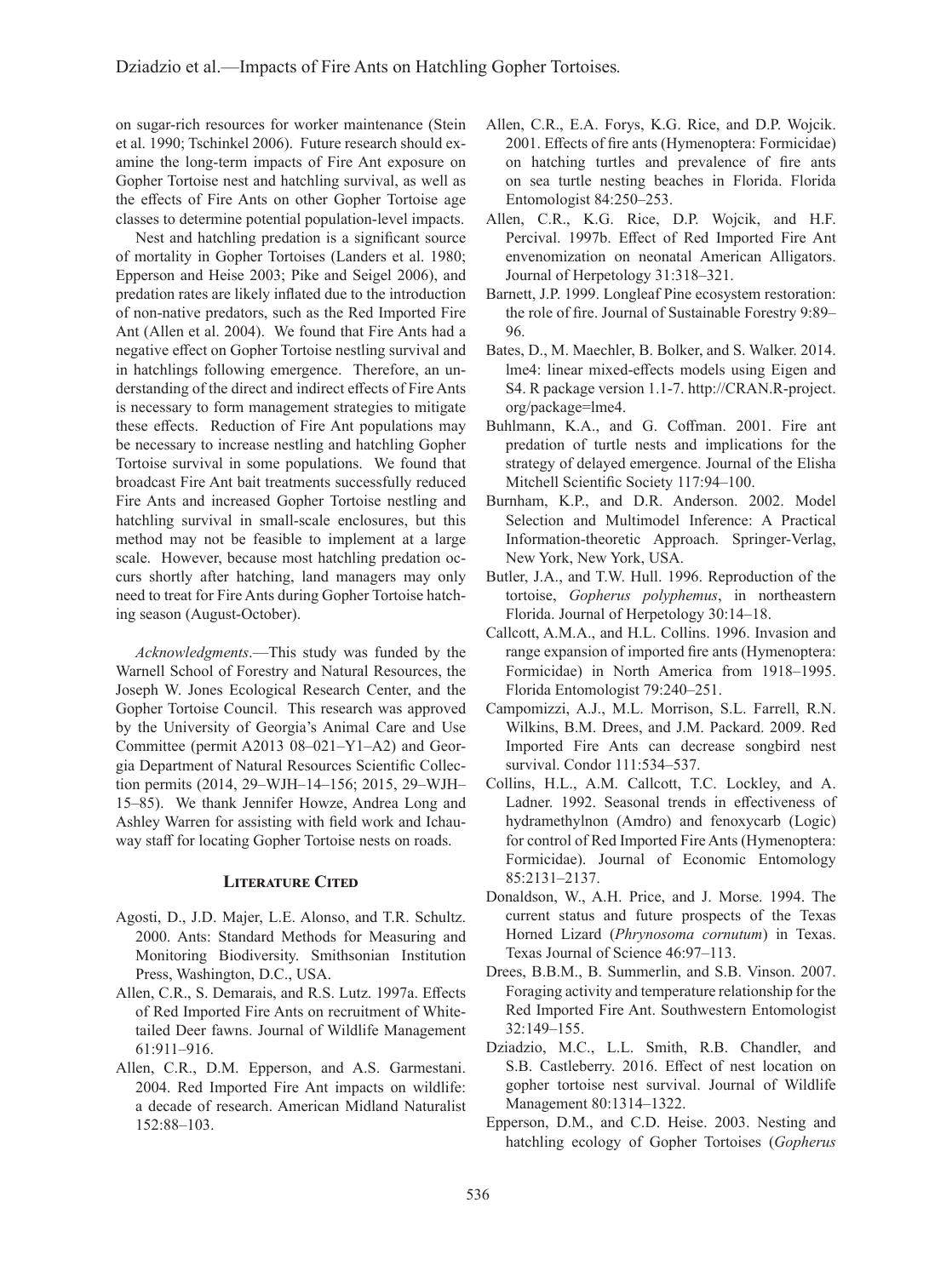on sugar-rich resources for worker maintenance (Stein et al. 1990; Tschinkel 2006). Future research should examine the long-term impacts of Fire Ant exposure on Gopher Tortoise nest and hatchling survival, as well as the effects of Fire Ants on other Gopher Tortoise age classes to determine potential population-level impacts.

Nest and hatchling predation is a significant source of mortality in Gopher Tortoises (Landers et al. 1980; Epperson and Heise 2003; Pike and Seigel 2006), and predation rates are likely inflated due to the introduction of non-native predators, such as the Red Imported Fire Ant (Allen et al. 2004). We found that Fire Ants had a negative effect on Gopher Tortoise nestling survival and in hatchlings following emergence. Therefore, an understanding of the direct and indirect effects of Fire Ants is necessary to form management strategies to mitigate these effects. Reduction of Fire Ant populations may be necessary to increase nestling and hatchling Gopher Tortoise survival in some populations. We found that broadcast Fire Ant bait treatments successfully reduced Fire Ants and increased Gopher Tortoise nestling and hatchling survival in small-scale enclosures, but this method may not be feasible to implement at a large scale. However, because most hatchling predation occurs shortly after hatching, land managers may only need to treat for Fire Ants during Gopher Tortoise hatching season (August-October).

*Acknowledgments*.—This study was funded by the Warnell School of Forestry and Natural Resources, the Joseph W. Jones Ecological Research Center, and the Gopher Tortoise Council. This research was approved by the University of Georgia's Animal Care and Use Committee (permit A2013 08–021–Y1–A2) and Georgia Department of Natural Resources Scientific Collection permits (2014, 29–WJH–14–156; 2015, 29–WJH–15–85). We thank Jennifer Howze, Andrea Long and Ashley Warren for assisting with field work and Ichauway staff for locating Gopher Tortoise nests on roads.

## Literature Cited

Agosti, D., J.D. Majer, L.E. Alonso, and T.R. Schultz. 2000. Ants: Standard Methods for Measuring and Monitoring Biodiversity. Smithsonian Institution Press, Washington, D.C., USA.

Allen, C.R., S. Demarais, and R.S. Lutz. 1997a. Effects of Red Imported Fire Ants on recruitment of White-tailed Deer fawns. Journal of Wildlife Management 61:911–916.

Allen, C.R., D.M. Epperson, and A.S. Garmestani. 2004. Red Imported Fire Ant impacts on wildlife: a decade of research. American Midland Naturalist 152:88–103.

Allen, C.R., E.A. Forys, K.G. Rice, and D.P. Wojcik. 2001. Effects of fire ants (Hymenoptera: Formicidae) on hatching turtles and prevalence of fire ants on sea turtle nesting beaches in Florida. Florida Entomologist 84:250–253.

Allen, C.R., K.G. Rice, D.P. Wojcik, and H.F. Percival. 1997b. Effect of Red Imported Fire Ant envenomization on neonatal American Alligators. Journal of Herpetology 31:318–321.

Barnett, J.P. 1999. Longleaf Pine ecosystem restoration: the role of fire. Journal of Sustainable Forestry 9:89–96.

Bates, D., M. Maechler, B. Bolker, and S. Walker. 2014. lme4: linear mixed-effects models using Eigen and S4. R package version 1.1-7. http://CRAN.R-project.org/package=lme4.

Buhlmann, K.A., and G. Coffman. 2001. Fire ant predation of turtle nests and implications for the strategy of delayed emergence. Journal of the Elisha Mitchell Scientific Society 117:94–100.

Burnham, K.P., and D.R. Anderson. 2002. Model Selection and Multimodel Inference: A Practical Information-theoretic Approach. Springer-Verlag, New York, New York, USA.

Butler, J.A., and T.W. Hull. 1996. Reproduction of the tortoise, *Gopherus polyphemus*, in northeastern Florida. Journal of Herpetology 30:14–18.

Callcott, A.M.A., and H.L. Collins. 1996. Invasion and range expansion of imported fire ants (Hymenoptera: Formicidae) in North America from 1918–1995. Florida Entomologist 79:240–251.

Campomizzi, A.J., M.L. Morrison, S.L. Farrell, R.N. Wilkins, B.M. Drees, and J.M. Packard. 2009. Red Imported Fire Ants can decrease songbird nest survival. Condor 111:534–537.

Collins, H.L., A.M. Callcott, T.C. Lockley, and A. Ladner. 1992. Seasonal trends in effectiveness of hydramethylnon (Amdro) and fenoxycarb (Logic) for control of Red Imported Fire Ants (Hymenoptera: Formicidae). Journal of Economic Entomology 85:2131–2137.

Donaldson, W., A.H. Price, and J. Morse. 1994. The current status and future prospects of the Texas Horned Lizard (*Phrynosoma cornutum*) in Texas. Texas Journal of Science 46:97–113.

Drees, B.B.M., B. Summerlin, and S.B. Vinson. 2007. Foraging activity and temperature relationship for the Red Imported Fire Ant. Southwestern Entomologist 32:149–155.

Dziadzio, M.C., L.L. Smith, R.B. Chandler, and S.B. Castleberry. 2016. Effect of nest location on gopher tortoise nest survival. Journal of Wildlife Management 80:1314–1322.

Epperson, D.M., and C.D. Heise. 2003. Nesting and hatchling ecology of Gopher Tortoises (*Gopherus*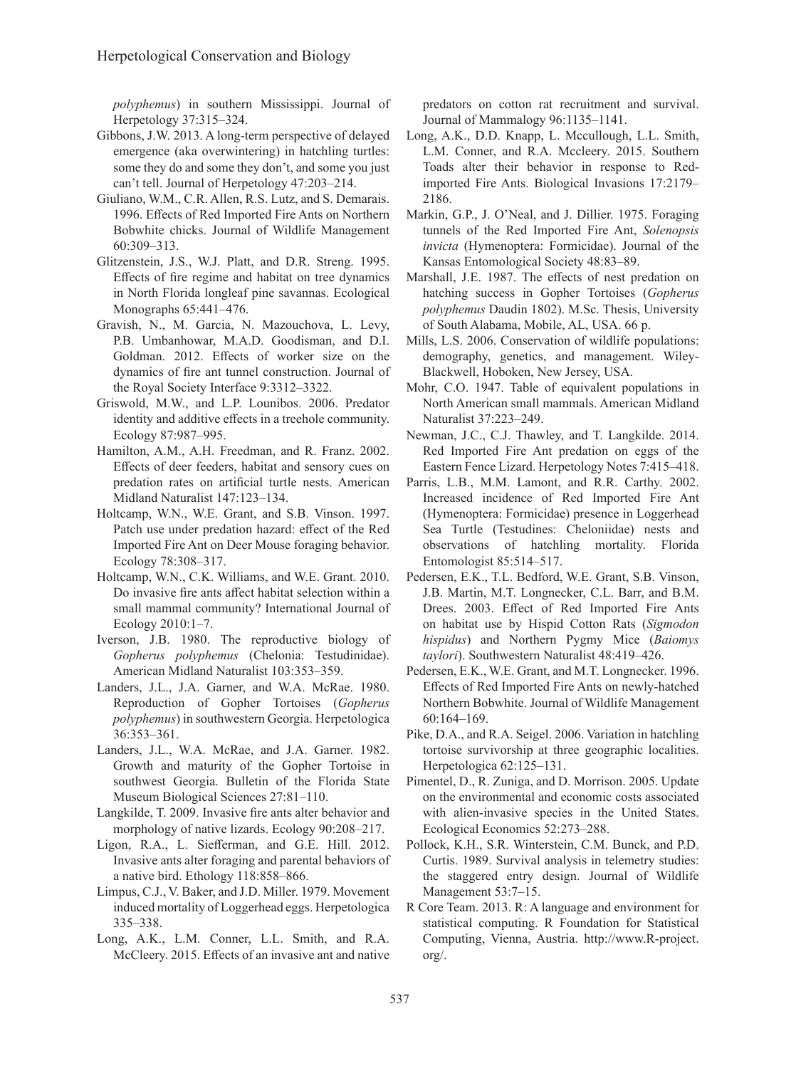*polyphemus*) in southern Mississippi. Journal of Herpetology 37:315–324.

Gibbons, J.W. 2013. A long-term perspective of delayed emergence (aka overwintering) in hatchling turtles: some they do and some they don't, and some you just can't tell. Journal of Herpetology 47:203–214.

Giuliano, W.M., C.R. Allen, R.S. Lutz, and S. Demarais. 1996. Effects of Red Imported Fire Ants on Northern Bobwhite chicks. Journal of Wildlife Management 60:309–313.

Glitzenstein, J.S., W.J. Platt, and D.R. Streng. 1995. Effects of fire regime and habitat on tree dynamics in North Florida longleaf pine savannas. Ecological Monographs 65:441–476.

Gravish, N., M. Garcia, N. Mazouchova, L. Levy, P.B. Umbanhowar, M.A.D. Goodisman, and D.I. Goldman. 2012. Effects of worker size on the dynamics of fire ant tunnel construction. Journal of the Royal Society Interface 9:3312–3322.

Griswold, M.W., and L.P. Lounibos. 2006. Predator identity and additive effects in a treehole community. Ecology 87:987–995.

Hamilton, A.M., A.H. Freedman, and R. Franz. 2002. Effects of deer feeders, habitat and sensory cues on predation rates on artificial turtle nests. American Midland Naturalist 147:123–134.

Holtcamp, W.N., W.E. Grant, and S.B. Vinson. 1997. Patch use under predation hazard: effect of the Red Imported Fire Ant on Deer Mouse foraging behavior. Ecology 78:308–317.

Holtcamp, W.N., C.K. Williams, and W.E. Grant. 2010. Do invasive fire ants affect habitat selection within a small mammal community? International Journal of Ecology 2010:1–7.

Iverson, J.B. 1980. The reproductive biology of *Gopherus polyphemus* (Chelonia: Testudinidae). American Midland Naturalist 103:353–359.

Landers, J.L., J.A. Garner, and W.A. McRae. 1980. Reproduction of Gopher Tortoises (*Gopherus polyphemus*) in southwestern Georgia. Herpetologica 36:353–361.

Landers, J.L., W.A. McRae, and J.A. Garner. 1982. Growth and maturity of the Gopher Tortoise in southwest Georgia. Bulletin of the Florida State Museum Biological Sciences 27:81–110.

Langkilde, T. 2009. Invasive fire ants alter behavior and morphology of native lizards. Ecology 90:208–217.

Ligon, R.A., L. Siefferman, and G.E. Hill. 2012. Invasive ants alter foraging and parental behaviors of a native bird. Ethology 118:858–866.

Limpus, C.J., V. Baker, and J.D. Miller. 1979. Movement induced mortality of Loggerhead eggs. Herpetologica 335–338.

Long, A.K., L.M. Conner, L.L. Smith, and R.A. McCleery. 2015. Effects of an invasive ant and native predators on cotton rat recruitment and survival. Journal of Mammalogy 96:1135–1141.

Long, A.K., D.D. Knapp, L. Mccullough, L.L. Smith, L.M. Conner, and R.A. Mccleery. 2015. Southern Toads alter their behavior in response to Red-imported Fire Ants. Biological Invasions 17:2179–2186.

Markin, G.P., J. O'Neal, and J. Dillier. 1975. Foraging tunnels of the Red Imported Fire Ant, *Solenopsis invicta* (Hymenoptera: Formicidae). Journal of the Kansas Entomological Society 48:83–89.

Marshall, J.E. 1987. The effects of nest predation on hatching success in Gopher Tortoises (*Gopherus polyphemus* Daudin 1802). M.Sc. Thesis, University of South Alabama, Mobile, AL, USA. 66 p.

Mills, L.S. 2006. Conservation of wildlife populations: demography, genetics, and management. Wiley-Blackwell, Hoboken, New Jersey, USA.

Mohr, C.O. 1947. Table of equivalent populations in North American small mammals. American Midland Naturalist 37:223–249.

Newman, J.C., C.J. Thawley, and T. Langkilde. 2014. Red Imported Fire Ant predation on eggs of the Eastern Fence Lizard. Herpetology Notes 7:415–418.

Parris, L.B., M.M. Lamont, and R.R. Carthy. 2002. Increased incidence of Red Imported Fire Ant (Hymenoptera: Formicidae) presence in Loggerhead Sea Turtle (Testudines: Cheloniidae) nests and observations of hatchling mortality. Florida Entomologist 85:514–517.

Pedersen, E.K., T.L. Bedford, W.E. Grant, S.B. Vinson, J.B. Martin, M.T. Longnecker, C.L. Barr, and B.M. Drees. 2003. Effect of Red Imported Fire Ants on habitat use by Hispid Cotton Rats (*Sigmodon hispidus*) and Northern Pygmy Mice (*Baiomys taylori*). Southwestern Naturalist 48:419–426.

Pedersen, E.K., W.E. Grant, and M.T. Longnecker. 1996. Effects of Red Imported Fire Ants on newly-hatched Northern Bobwhite. Journal of Wildlife Management 60:164–169.

Pike, D.A., and R.A. Seigel. 2006. Variation in hatchling tortoise survivorship at three geographic localities. Herpetologica 62:125–131.

Pimentel, D., R. Zuniga, and D. Morrison. 2005. Update on the environmental and economic costs associated with alien-invasive species in the United States. Ecological Economics 52:273–288.

Pollock, K.H., S.R. Winterstein, C.M. Bunck, and P.D. Curtis. 1989. Survival analysis in telemetry studies: the staggered entry design. Journal of Wildlife Management 53:7–15.

R Core Team. 2013. R: A language and environment for statistical computing. R Foundation for Statistical Computing, Vienna, Austria. http://www.R-project.org/.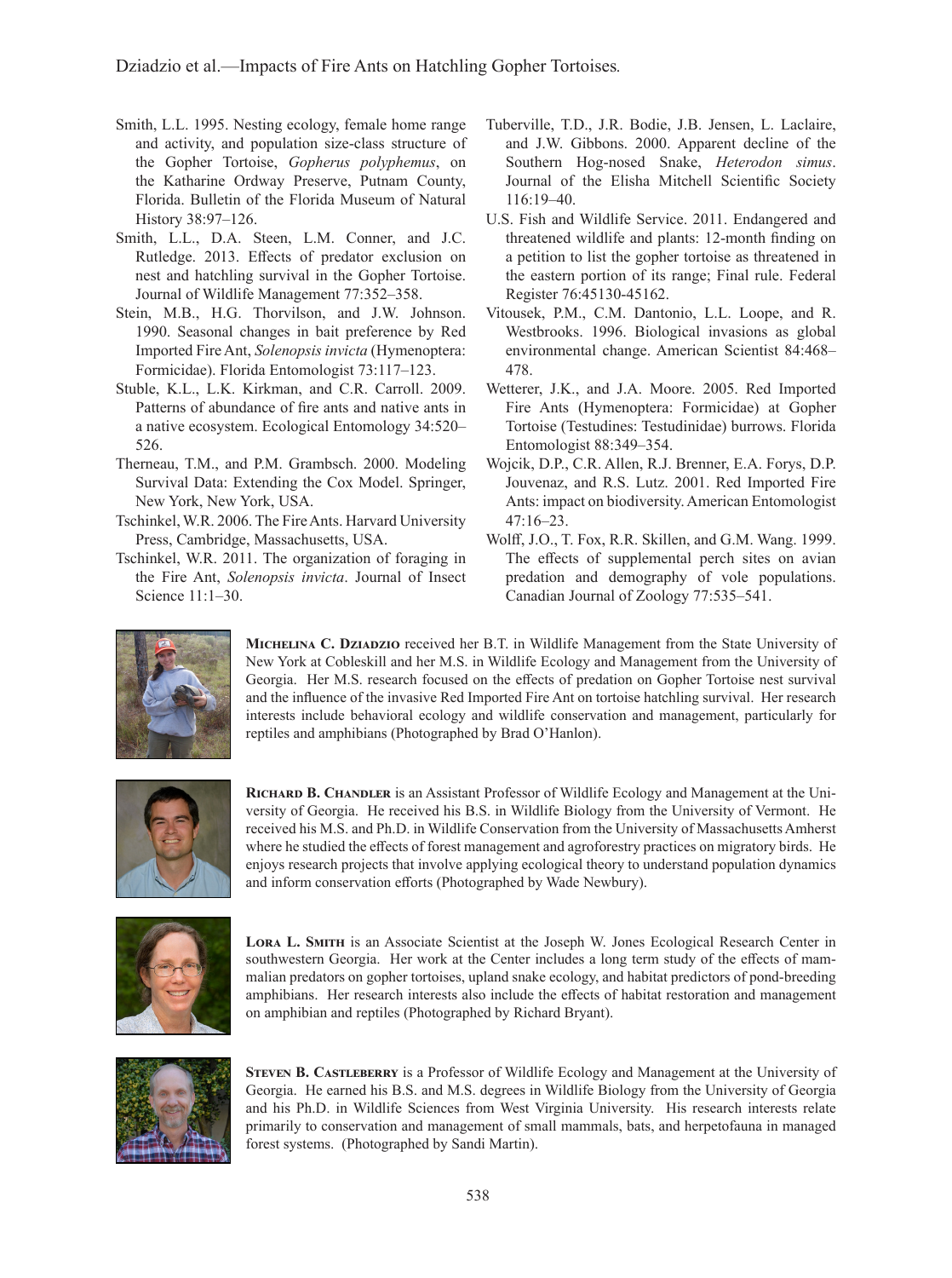Smith, L.L. 1995. Nesting ecology, female home range and activity, and population size-class structure of the Gopher Tortoise, *Gopherus polyphemus*, on the Katharine Ordway Preserve, Putnam County, Florida. Bulletin of the Florida Museum of Natural History 38:97–126.

Smith, L.L., D.A. Steen, L.M. Conner, and J.C. Rutledge. 2013. Effects of predator exclusion on nest and hatchling survival in the Gopher Tortoise. Journal of Wildlife Management 77:352–358.

Stein, M.B., H.G. Thorvilson, and J.W. Johnson. 1990. Seasonal changes in bait preference by Red Imported Fire Ant, *Solenopsis invicta* (Hymenoptera: Formicidae). Florida Entomologist 73:117–123.

Stuble, K.L., L.K. Kirkman, and C.R. Carroll. 2009. Patterns of abundance of fire ants and native ants in a native ecosystem. Ecological Entomology 34:520–526.

Therneau, T.M., and P.M. Grambsch. 2000. Modeling Survival Data: Extending the Cox Model. Springer, New York, New York, USA.

Tschinkel, W.R. 2006. The Fire Ants. Harvard University Press, Cambridge, Massachusetts, USA.

Tschinkel, W.R. 2011. The organization of foraging in the Fire Ant, *Solenopsis invicta*. Journal of Insect Science 11:1–30.

Tuberville, T.D., J.R. Bodie, J.B. Jensen, L. Laclaire, and J.W. Gibbons. 2000. Apparent decline of the Southern Hog-nosed Snake, *Heterodon simus*. Journal of the Elisha Mitchell Scientific Society 116:19–40.

U.S. Fish and Wildlife Service. 2011. Endangered and threatened wildlife and plants: 12-month finding on a petition to list the gopher tortoise as threatened in the eastern portion of its range; Final rule. Federal Register 76:45130-45162.

Vitousek, P.M., C.M. Dantonio, L.L. Loope, and R. Westbrooks. 1996. Biological invasions as global environmental change. American Scientist 84:468–478.

Wetterer, J.K., and J.A. Moore. 2005. Red Imported Fire Ants (Hymenoptera: Formicidae) at Gopher Tortoise (Testudines: Testudinidae) burrows. Florida Entomologist 88:349–354.

Wojcik, D.P., C.R. Allen, R.J. Brenner, E.A. Forys, D.P. Jouvenaz, and R.S. Lutz. 2001. Red Imported Fire Ants: impact on biodiversity. American Entomologist 47:16–23.

Wolff, J.O., T. Fox, R.R. Skillen, and G.M. Wang. 1999. The effects of supplemental perch sites on avian predation and demography of vole populations. Canadian Journal of Zoology 77:535–541.

**Michelina C. Dziadzio** received her B.T. in Wildlife Management from the State University of New York at Cobleskill and her M.S. in Wildlife Ecology and Management from the University of Georgia. Her M.S. research focused on the effects of predation on Gopher Tortoise nest survival and the influence of the invasive Red Imported Fire Ant on tortoise hatchling survival. Her research interests include behavioral ecology and wildlife conservation and management, particularly for reptiles and amphibians (Photographed by Brad O'Hanlon).

**Richard B. Chandler** is an Assistant Professor of Wildlife Ecology and Management at the University of Georgia. He received his B.S. in Wildlife Biology from the University of Vermont. He received his M.S. and Ph.D. in Wildlife Conservation from the University of Massachusetts Amherst where he studied the effects of forest management and agroforestry practices on migratory birds. He enjoys research projects that involve applying ecological theory to understand population dynamics and inform conservation efforts (Photographed by Wade Newbury).

**Lora L. Smith** is an Associate Scientist at the Joseph W. Jones Ecological Research Center in southwestern Georgia. Her work at the Center includes a long term study of the effects of mammalian predators on gopher tortoises, upland snake ecology, and habitat predictors of pond-breeding amphibians. Her research interests also include the effects of habitat restoration and management on amphibian and reptiles (Photographed by Richard Bryant).

**Steven B. Castleberry** is a Professor of Wildlife Ecology and Management at the University of Georgia. He earned his B.S. and M.S. degrees in Wildlife Biology from the University of Georgia and his Ph.D. in Wildlife Sciences from West Virginia University. His research interests relate primarily to conservation and management of small mammals, bats, and herpetofauna in managed forest systems. (Photographed by Sandi Martin).